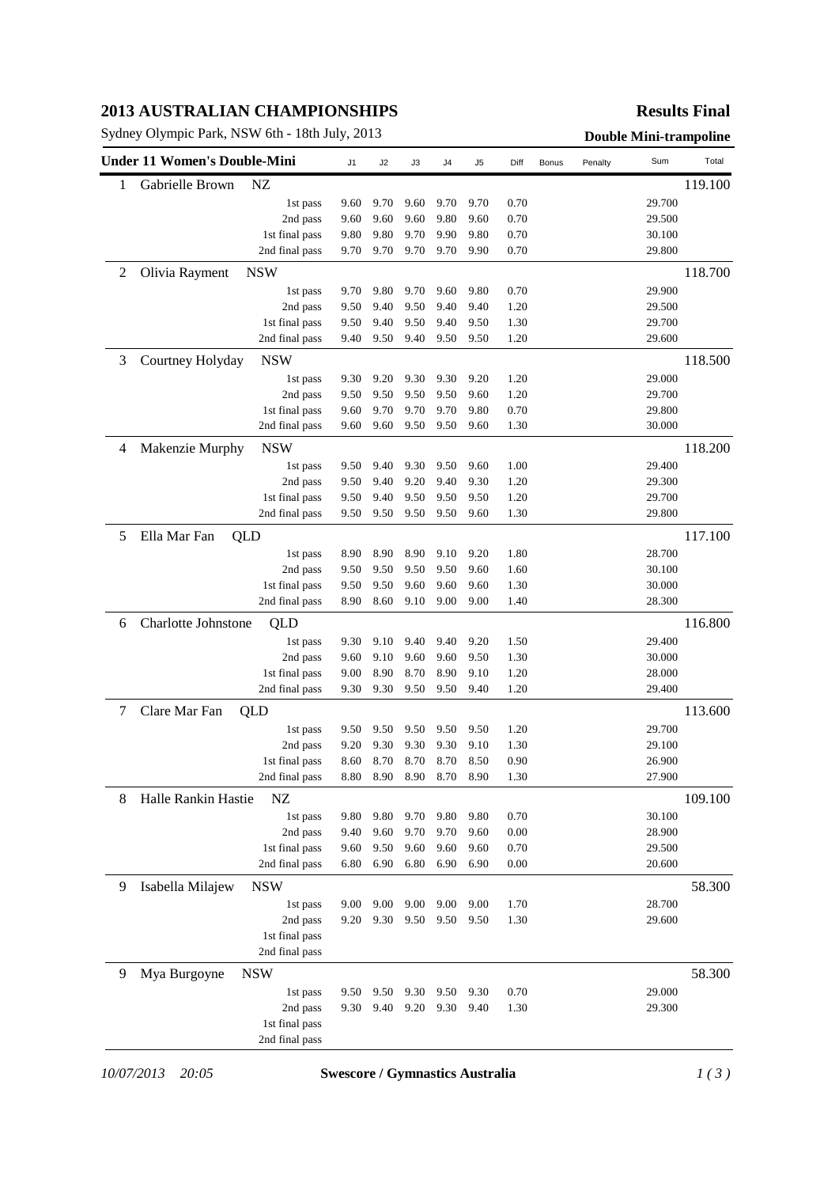# 2013 AUSTRALIAN CHAMPIONSHIPS

**Results Final**

Sydney Olympic Park, NSW 6th - 18th July, 2013

**Double Mini-trampoline**

| Under 11 Women's Double-Mini | | J1 | J2 | J3 | J4 | J5 | Diff | Bonus | Penalty | Sum | Total |
|---|---|---|---|---|---|---|---|---|---|---|---|
| 1 | Gabrielle Brown NZ | | | | | | | | | | 119.100 |
| | 1st pass | 9.60 | 9.70 | 9.60 | 9.70 | 9.70 | 0.70 | | | 29.700 | |
| | 2nd pass | 9.60 | 9.60 | 9.60 | 9.80 | 9.60 | 0.70 | | | 29.500 | |
| | 1st final pass | 9.80 | 9.80 | 9.70 | 9.90 | 9.80 | 0.70 | | | 30.100 | |
| | 2nd final pass | 9.70 | 9.70 | 9.70 | 9.70 | 9.90 | 0.70 | | | 29.800 | |
| 2 | Olivia Rayment NSW | | | | | | | | | | 118.700 |
| | 1st pass | 9.70 | 9.80 | 9.70 | 9.60 | 9.80 | 0.70 | | | 29.900 | |
| | 2nd pass | 9.50 | 9.40 | 9.50 | 9.40 | 9.40 | 1.20 | | | 29.500 | |
| | 1st final pass | 9.50 | 9.40 | 9.50 | 9.40 | 9.50 | 1.30 | | | 29.700 | |
| | 2nd final pass | 9.40 | 9.50 | 9.40 | 9.50 | 9.50 | 1.20 | | | 29.600 | |
| 3 | Courtney Holyday NSW | | | | | | | | | | 118.500 |
| | 1st pass | 9.30 | 9.20 | 9.30 | 9.30 | 9.20 | 1.20 | | | 29.000 | |
| | 2nd pass | 9.50 | 9.50 | 9.50 | 9.50 | 9.60 | 1.20 | | | 29.700 | |
| | 1st final pass | 9.60 | 9.70 | 9.70 | 9.70 | 9.80 | 0.70 | | | 29.800 | |
| | 2nd final pass | 9.60 | 9.60 | 9.50 | 9.50 | 9.60 | 1.30 | | | 30.000 | |
| 4 | Makenzie Murphy NSW | | | | | | | | | | 118.200 |
| | 1st pass | 9.50 | 9.40 | 9.30 | 9.50 | 9.60 | 1.00 | | | 29.400 | |
| | 2nd pass | 9.50 | 9.40 | 9.20 | 9.40 | 9.30 | 1.20 | | | 29.300 | |
| | 1st final pass | 9.50 | 9.40 | 9.50 | 9.50 | 9.50 | 1.20 | | | 29.700 | |
| | 2nd final pass | 9.50 | 9.50 | 9.50 | 9.50 | 9.60 | 1.30 | | | 29.800 | |
| 5 | Ella Mar Fan QLD | | | | | | | | | | 117.100 |
| | 1st pass | 8.90 | 8.90 | 8.90 | 9.10 | 9.20 | 1.80 | | | 28.700 | |
| | 2nd pass | 9.50 | 9.50 | 9.50 | 9.50 | 9.60 | 1.60 | | | 30.100 | |
| | 1st final pass | 9.50 | 9.50 | 9.60 | 9.60 | 9.60 | 1.30 | | | 30.000 | |
| | 2nd final pass | 8.90 | 8.60 | 9.10 | 9.00 | 9.00 | 1.40 | | | 28.300 | |
| 6 | Charlotte Johnstone QLD | | | | | | | | | | 116.800 |
| | 1st pass | 9.30 | 9.10 | 9.40 | 9.40 | 9.20 | 1.50 | | | 29.400 | |
| | 2nd pass | 9.60 | 9.10 | 9.60 | 9.60 | 9.50 | 1.30 | | | 30.000 | |
| | 1st final pass | 9.00 | 8.90 | 8.70 | 8.90 | 9.10 | 1.20 | | | 28.000 | |
| | 2nd final pass | 9.30 | 9.30 | 9.50 | 9.50 | 9.40 | 1.20 | | | 29.400 | |
| 7 | Clare Mar Fan QLD | | | | | | | | | | 113.600 |
| | 1st pass | 9.50 | 9.50 | 9.50 | 9.50 | 9.50 | 1.20 | | | 29.700 | |
| | 2nd pass | 9.20 | 9.30 | 9.30 | 9.30 | 9.10 | 1.30 | | | 29.100 | |
| | 1st final pass | 8.60 | 8.70 | 8.70 | 8.70 | 8.50 | 0.90 | | | 26.900 | |
| | 2nd final pass | 8.80 | 8.90 | 8.90 | 8.70 | 8.90 | 1.30 | | | 27.900 | |
| 8 | Halle Rankin Hastie NZ | | | | | | | | | | 109.100 |
| | 1st pass | 9.80 | 9.80 | 9.70 | 9.80 | 9.80 | 0.70 | | | 30.100 | |
| | 2nd pass | 9.40 | 9.60 | 9.70 | 9.70 | 9.60 | 0.00 | | | 28.900 | |
| | 1st final pass | 9.60 | 9.50 | 9.60 | 9.60 | 9.60 | 0.70 | | | 29.500 | |
| | 2nd final pass | 6.80 | 6.90 | 6.80 | 6.90 | 6.90 | 0.00 | | | 20.600 | |
| 9 | Isabella Milajew NSW | | | | | | | | | | 58.300 |
| | 1st pass | 9.00 | 9.00 | 9.00 | 9.00 | 9.00 | 1.70 | | | 28.700 | |
| | 2nd pass | 9.20 | 9.30 | 9.50 | 9.50 | 9.50 | 1.30 | | | 29.600 | |
| | 1st final pass | | | | | | | | | | |
| | 2nd final pass | | | | | | | | | | |
| 9 | Mya Burgoyne NSW | | | | | | | | | | 58.300 |
| | 1st pass | 9.50 | 9.50 | 9.30 | 9.50 | 9.30 | 0.70 | | | 29.000 | |
| | 2nd pass | 9.30 | 9.40 | 9.20 | 9.30 | 9.40 | 1.30 | | | 29.300 | |
| | 1st final pass | | | | | | | | | | |
| | 2nd final pass | | | | | | | | | | |

*10/07/2013 20:05* **Swescore / Gymnastics Australia**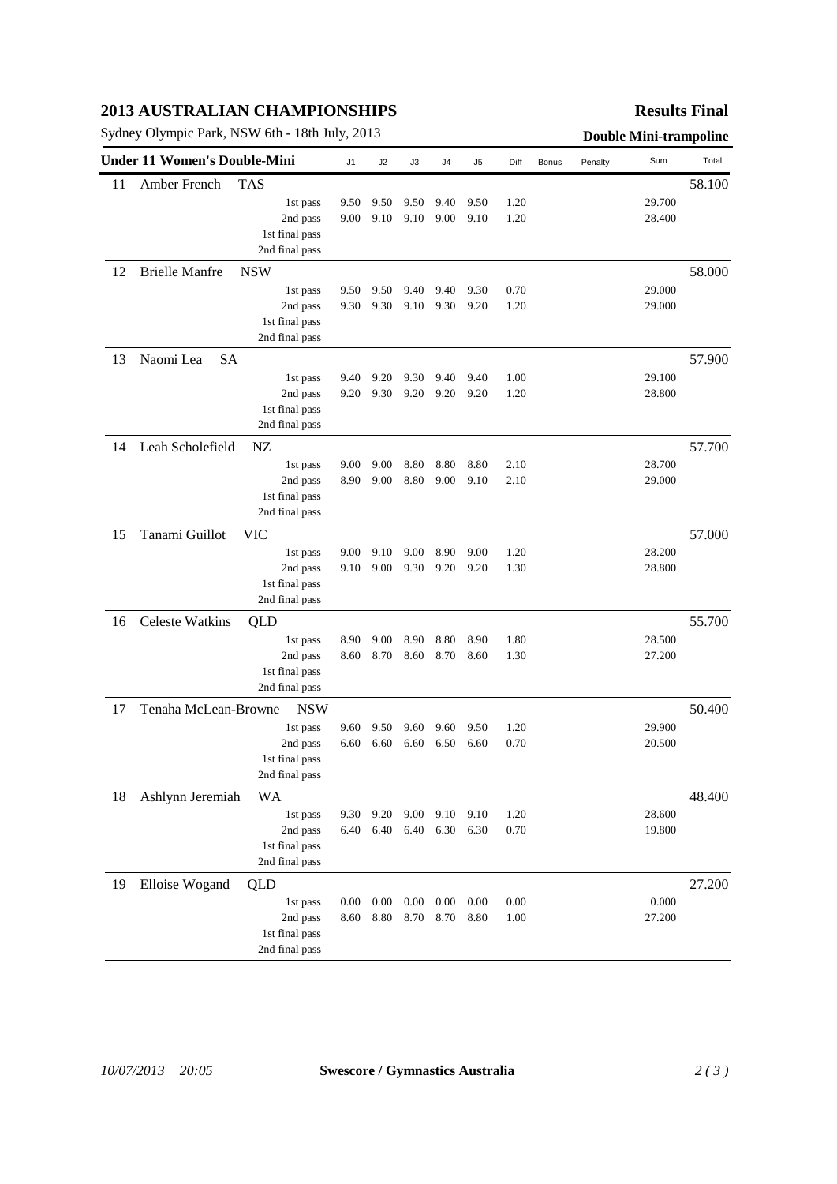# 2013 AUSTRALIAN CHAMPIONSHIPS

**Results Final**

Sydney Olympic Park, NSW 6th - 18th July, 2013

**Double Mini-trampoline**

| Under 11 Women's Double-Mini | | J1 | J2 | J3 | J4 | J5 | Diff | Bonus | Penalty | Sum | Total |
|---|---|---|---|---|---|---|---|---|---|---|---|
| 11 | Amber French TAS | | | | | | | | | | 58.100 |
| | 1st pass | 9.50 | 9.50 | 9.50 | 9.40 | 9.50 | 1.20 | | | 29.700 | |
| | 2nd pass | 9.00 | 9.10 | 9.10 | 9.00 | 9.10 | 1.20 | | | 28.400 | |
| | 1st final pass | | | | | | | | | | |
| | 2nd final pass | | | | | | | | | | |
| 12 | Brielle Manfre NSW | | | | | | | | | | 58.000 |
| | 1st pass | 9.50 | 9.50 | 9.40 | 9.40 | 9.30 | 0.70 | | | 29.000 | |
| | 2nd pass | 9.30 | 9.30 | 9.10 | 9.30 | 9.20 | 1.20 | | | 29.000 | |
| | 1st final pass | | | | | | | | | | |
| | 2nd final pass | | | | | | | | | | |
| 13 | Naomi Lea SA | | | | | | | | | | 57.900 |
| | 1st pass | 9.40 | 9.20 | 9.30 | 9.40 | 9.40 | 1.00 | | | 29.100 | |
| | 2nd pass | 9.20 | 9.30 | 9.20 | 9.20 | 9.20 | 1.20 | | | 28.800 | |
| | 1st final pass | | | | | | | | | | |
| | 2nd final pass | | | | | | | | | | |
| 14 | Leah Scholefield NZ | | | | | | | | | | 57.700 |
| | 1st pass | 9.00 | 9.00 | 8.80 | 8.80 | 8.80 | 2.10 | | | 28.700 | |
| | 2nd pass | 8.90 | 9.00 | 8.80 | 9.00 | 9.10 | 2.10 | | | 29.000 | |
| | 1st final pass | | | | | | | | | | |
| | 2nd final pass | | | | | | | | | | |
| 15 | Tanami Guillot VIC | | | | | | | | | | 57.000 |
| | 1st pass | 9.00 | 9.10 | 9.00 | 8.90 | 9.00 | 1.20 | | | 28.200 | |
| | 2nd pass | 9.10 | 9.00 | 9.30 | 9.20 | 9.20 | 1.30 | | | 28.800 | |
| | 1st final pass | | | | | | | | | | |
| | 2nd final pass | | | | | | | | | | |
| 16 | Celeste Watkins QLD | | | | | | | | | | 55.700 |
| | 1st pass | 8.90 | 9.00 | 8.90 | 8.80 | 8.90 | 1.80 | | | 28.500 | |
| | 2nd pass | 8.60 | 8.70 | 8.60 | 8.70 | 8.60 | 1.30 | | | 27.200 | |
| | 1st final pass | | | | | | | | | | |
| | 2nd final pass | | | | | | | | | | |
| 17 | Tenaha McLean-Browne NSW | | | | | | | | | | 50.400 |
| | 1st pass | 9.60 | 9.50 | 9.60 | 9.60 | 9.50 | 1.20 | | | 29.900 | |
| | 2nd pass | 6.60 | 6.60 | 6.60 | 6.50 | 6.60 | 0.70 | | | 20.500 | |
| | 1st final pass | | | | | | | | | | |
| | 2nd final pass | | | | | | | | | | |
| 18 | Ashlynn Jeremiah WA | | | | | | | | | | 48.400 |
| | 1st pass | 9.30 | 9.20 | 9.00 | 9.10 | 9.10 | 1.20 | | | 28.600 | |
| | 2nd pass | 6.40 | 6.40 | 6.40 | 6.30 | 6.30 | 0.70 | | | 19.800 | |
| | 1st final pass | | | | | | | | | | |
| | 2nd final pass | | | | | | | | | | |
| 19 | Elloise Wogand QLD | | | | | | | | | | 27.200 |
| | 1st pass | 0.00 | 0.00 | 0.00 | 0.00 | 0.00 | 0.00 | | | 0.000 | |
| | 2nd pass | 8.60 | 8.80 | 8.70 | 8.70 | 8.80 | 1.00 | | | 27.200 | |
| | 1st final pass | | | | | | | | | | |
| | 2nd final pass | | | | | | | | | | |

*10/07/2013 20:05* **Swescore / Gymnastics Australia**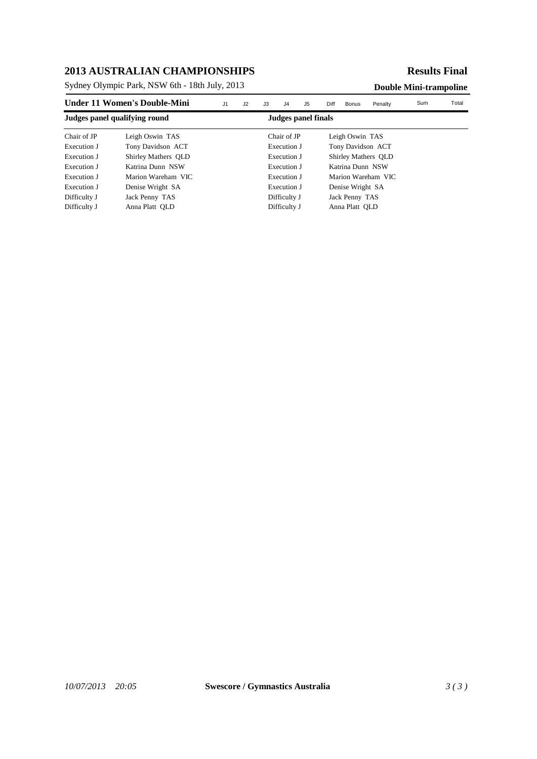# 2013 AUSTRALIAN CHAMPIONSHIPS

**Results Final**

Sydney Olympic Park, NSW 6th - 18th July, 2013

**Double Mini-trampoline**

## Under 11 Women's Double-Mini

| J1 | J2 | J3 | J4 | J5 | Diff | Bonus | Penalty | Sum | Total |
|---|---|---|---|---|---|---|---|---|---|

| Judges panel qualifying round | | Judges panel finals | |
|---|---|---|---|
| Chair of JP | Leigh Oswin TAS | Chair of JP | Leigh Oswin TAS |
| Execution J | Tony Davidson ACT | Execution J | Tony Davidson ACT |
| Execution J | Shirley Mathers QLD | Execution J | Shirley Mathers QLD |
| Execution J | Katrina Dunn NSW | Execution J | Katrina Dunn NSW |
| Execution J | Marion Wareham VIC | Execution J | Marion Wareham VIC |
| Execution J | Denise Wright SA | Execution J | Denise Wright SA |
| Difficulty J | Jack Penny TAS | Difficulty J | Jack Penny TAS |
| Difficulty J | Anna Platt QLD | Difficulty J | Anna Platt QLD |

*10/07/2013 20:05* **Swescore / Gymnastics Australia**